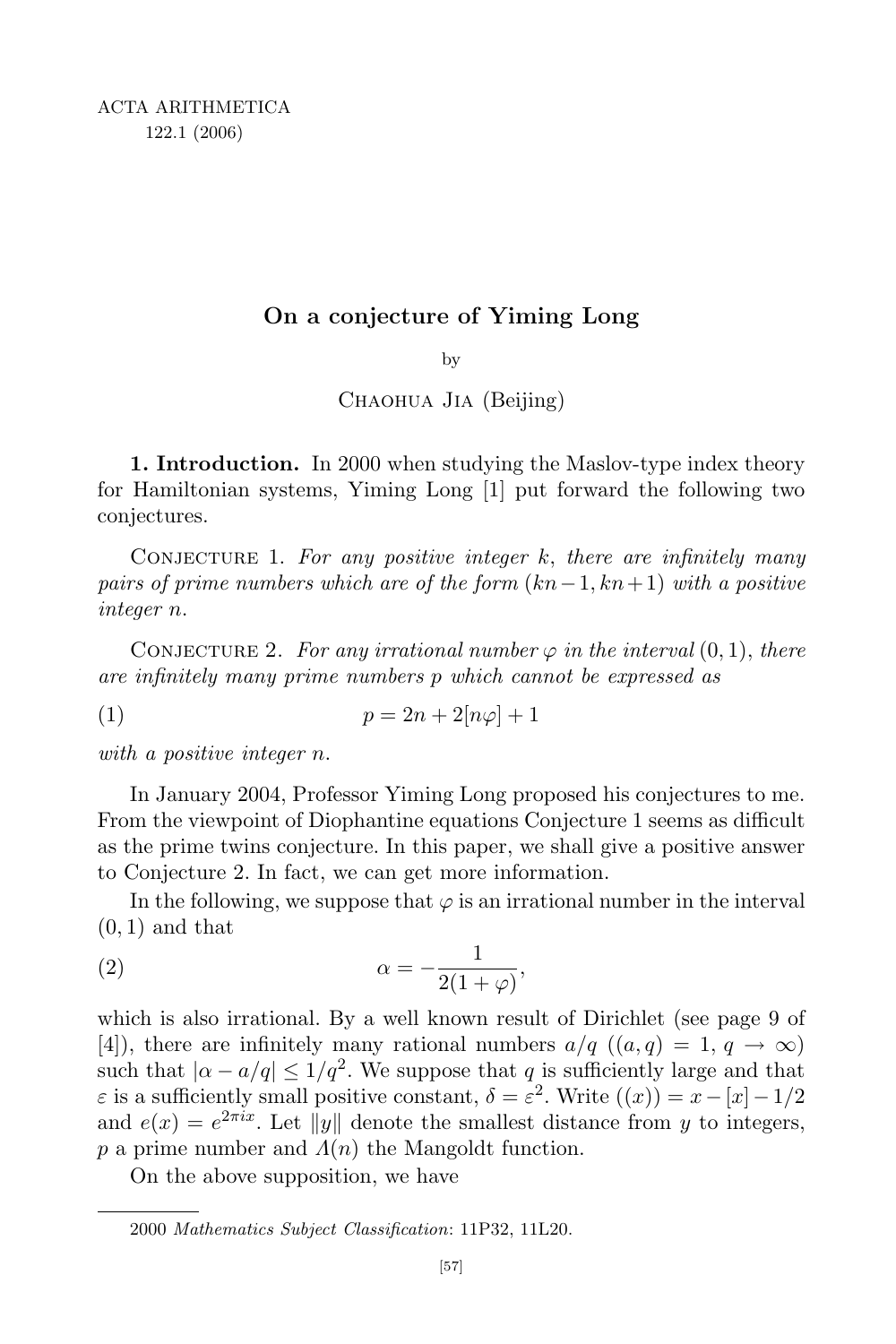# On a conjecture of Yiming Long

by

Chaohua Jia (Beijing)

**1. Introduction.** In 2000 when studying the Maslov-type index theory for Hamiltonian systems, Yiming Long [1] put forward the following two conjectures.

Conjecture 1. *For any positive integer $k$, there are infinitely many pairs of prime numbers which are of the form $(kn-1, kn+1)$ with a positive integer $n$.*

Conjecture 2. *For any irrational number $\varphi$ in the interval $(0,1)$, there are infinitely many prime numbers $p$ which cannot be expressed as*

$$p = 2n + 2[n\varphi] + 1 \tag{1}$$

*with a positive integer $n$.*

In January 2004, Professor Yiming Long proposed his conjectures to me. From the viewpoint of Diophantine equations Conjecture 1 seems as difficult as the prime twins conjecture. In this paper, we shall give a positive answer to Conjecture 2. In fact, we can get more information.

In the following, we suppose that $\varphi$ is an irrational number in the interval $(0,1)$ and that

$$\alpha = -\frac{1}{2(1+\varphi)}, \tag{2}$$

which is also irrational. By a well known result of Dirichlet (see page 9 of [4]), there are infinitely many rational numbers $a/q$ ($(a,q)=1$, $q \to \infty$) such that $|\alpha - a/q| \le 1/q^2$. We suppose that $q$ is sufficiently large and that $\varepsilon$ is a sufficiently small positive constant, $\delta = \varepsilon^2$. Write $((x)) = x - [x] - 1/2$ and $e(x) = e^{2\pi i x}$. Let $\|y\|$ denote the smallest distance from $y$ to integers, $p$ a prime number and $\Lambda(n)$ the Mangoldt function.

On the above supposition, we have

---

2000 *Mathematics Subject Classification*: 11P32, 11L20.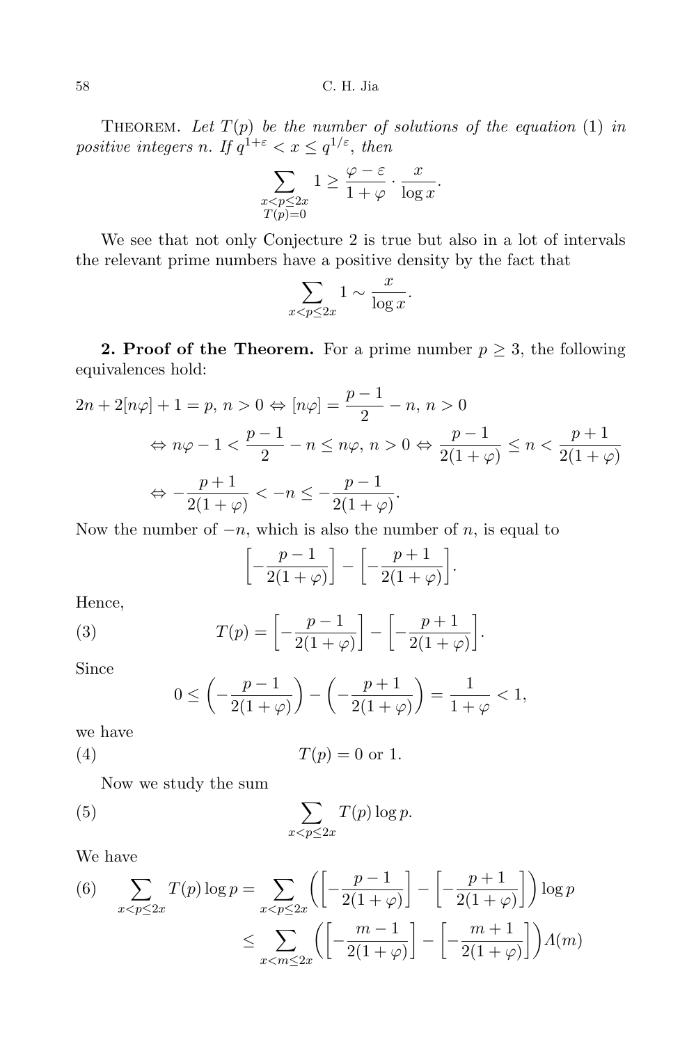THEOREM. *Let $T(p)$ be the number of solutions of the equation* (1) *in positive integers $n$. If $q^{1+\varepsilon} < x \le q^{1/\varepsilon}$, then*

$$\sum_{\substack{x<p\le 2x \\ T(p)=0}} 1 \ge \frac{\varphi-\varepsilon}{1+\varphi}\cdot\frac{x}{\log x}.$$

We see that not only Conjecture 2 is true but also in a lot of intervals the relevant prime numbers have a positive density by the fact that

$$\sum_{x<p\le 2x} 1 \sim \frac{x}{\log x}.$$

**2. Proof of the Theorem.** For a prime number $p \ge 3$, the following equivalences hold:

$$\begin{aligned}
2n+2[n\varphi]+1=p,\ n>0 &\Leftrightarrow [n\varphi]=\frac{p-1}{2}-n,\ n>0\\
&\Leftrightarrow n\varphi-1<\frac{p-1}{2}-n\le n\varphi,\ n>0 \Leftrightarrow \frac{p-1}{2(1+\varphi)}\le n<\frac{p+1}{2(1+\varphi)}\\
&\Leftrightarrow -\frac{p+1}{2(1+\varphi)}<-n\le -\frac{p-1}{2(1+\varphi)}.
\end{aligned}$$

Now the number of $-n$, which is also the number of $n$, is equal to

$$\left[-\frac{p-1}{2(1+\varphi)}\right]-\left[-\frac{p+1}{2(1+\varphi)}\right].$$

Hence,

$$T(p)=\left[-\frac{p-1}{2(1+\varphi)}\right]-\left[-\frac{p+1}{2(1+\varphi)}\right]. \tag{3}$$

Since

$$0\le\left(-\frac{p-1}{2(1+\varphi)}\right)-\left(-\frac{p+1}{2(1+\varphi)}\right)=\frac{1}{1+\varphi}<1,$$

we have

$$T(p)=0 \text{ or } 1. \tag{4}$$

Now we study the sum

$$\sum_{x<p\le 2x} T(p)\log p. \tag{5}$$

We have

$$\begin{aligned}
\sum_{x<p\le 2x} T(p)\log p &= \sum_{x<p\le 2x}\left(\left[-\frac{p-1}{2(1+\varphi)}\right]-\left[-\frac{p+1}{2(1+\varphi)}\right]\right)\log p \\
&\le \sum_{x<m\le 2x}\left(\left[-\frac{m-1}{2(1+\varphi)}\right]-\left[-\frac{m+1}{2(1+\varphi)}\right]\right)\Lambda(m)
\end{aligned} \tag{6}$$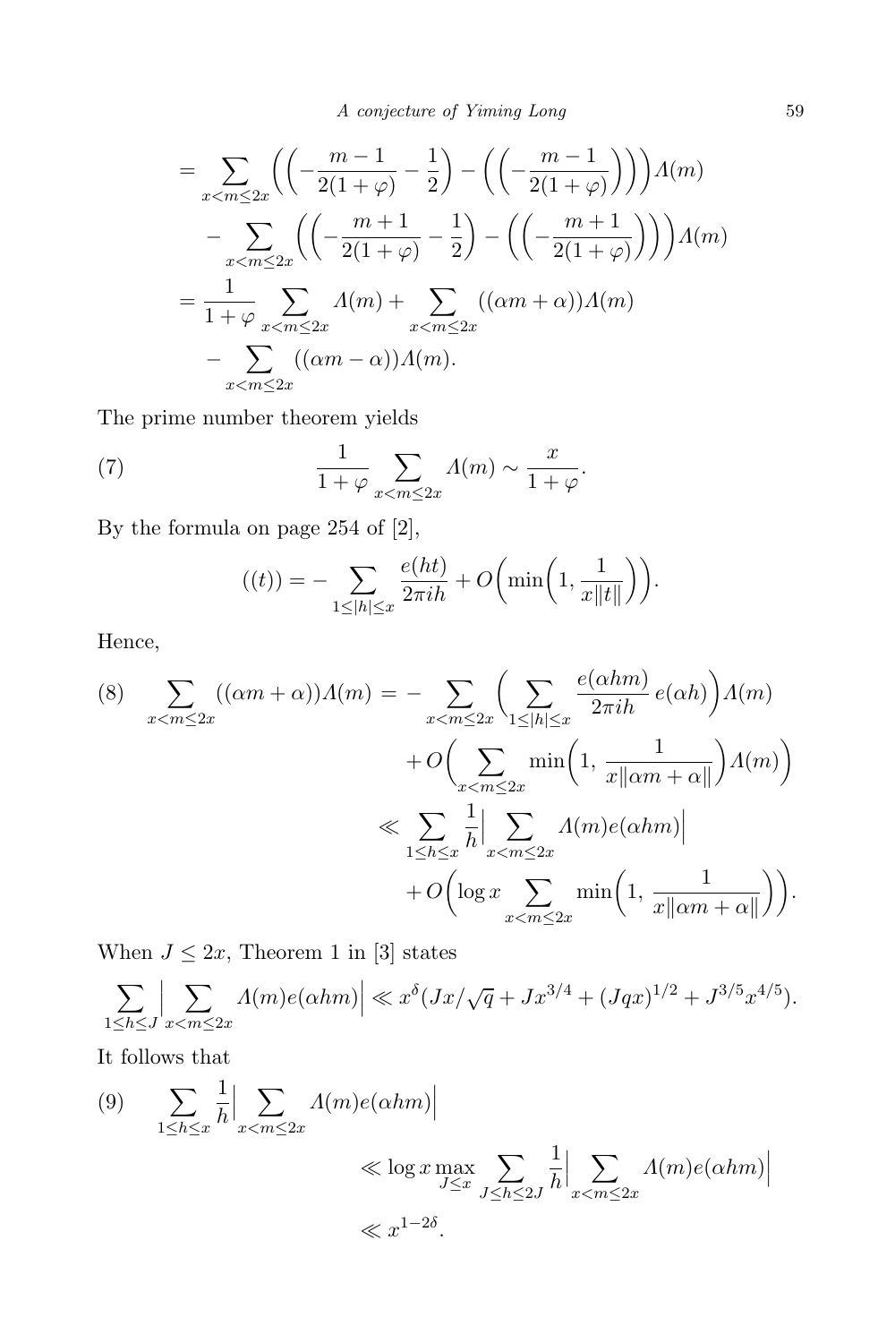$$
\begin{aligned}
&= \sum_{x<m\le 2x}\Big(\Big(-\frac{m-1}{2(1+\varphi)}-\frac{1}{2}\Big)-\Big(\Big(-\frac{m-1}{2(1+\varphi)}\Big)\Big)\Big)\Lambda(m)\\
&\quad -\sum_{x<m\le 2x}\Big(\Big(-\frac{m+1}{2(1+\varphi)}-\frac{1}{2}\Big)-\Big(\Big(-\frac{m+1}{2(1+\varphi)}\Big)\Big)\Big)\Lambda(m)\\
&= \frac{1}{1+\varphi}\sum_{x<m\le 2x}\Lambda(m)+\sum_{x<m\le 2x}((\alpha m+\alpha))\Lambda(m)\\
&\quad -\sum_{x<m\le 2x}((\alpha m-\alpha))\Lambda(m).
\end{aligned}
$$

The prime number theorem yields

$$
\frac{1}{1+\varphi}\sum_{x<m\le 2x}\Lambda(m)\sim\frac{x}{1+\varphi}. \tag{7}
$$

By the formula on page 254 of [2],

$$
((t)) = -\sum_{1\le|h|\le x}\frac{e(ht)}{2\pi i h}+O\Big(\min\Big(1,\frac{1}{x\|t\|}\Big)\Big).
$$

Hence,

$$
\begin{aligned}
\sum_{x<m\le 2x}((\alpha m+\alpha))\Lambda(m) &= -\sum_{x<m\le 2x}\Big(\sum_{1\le|h|\le x}\frac{e(\alpha h m)}{2\pi i h}\,e(\alpha h)\Big)\Lambda(m)\\
&\quad +O\Big(\sum_{x<m\le 2x}\min\Big(1,\,\frac{1}{x\|\alpha m+\alpha\|}\Big)\Lambda(m)\Big)\\
&\ll \sum_{1\le h\le x}\frac{1}{h}\Big|\sum_{x<m\le 2x}\Lambda(m)e(\alpha h m)\Big|\\
&\quad +O\Big(\log x\sum_{x<m\le 2x}\min\Big(1,\,\frac{1}{x\|\alpha m+\alpha\|}\Big)\Big).
\end{aligned} \tag{8}
$$

When $J\le 2x$, Theorem 1 in [3] states

$$
\sum_{1\le h\le J}\Big|\sum_{x<m\le 2x}\Lambda(m)e(\alpha h m)\Big| \ll x^{\delta}(Jx/\sqrt{q}+Jx^{3/4}+(Jqx)^{1/2}+J^{3/5}x^{4/5}).
$$

It follows that

$$
\begin{aligned}
\sum_{1\le h\le x}\frac{1}{h}\Big|\sum_{x<m\le 2x}\Lambda(m)e(\alpha h m)\Big| &\ll \log x\max_{J\le x}\sum_{J\le h\le 2J}\frac{1}{h}\Big|\sum_{x<m\le 2x}\Lambda(m)e(\alpha h m)\Big|\\
&\ll x^{1-2\delta}.
\end{aligned} \tag{9}
$$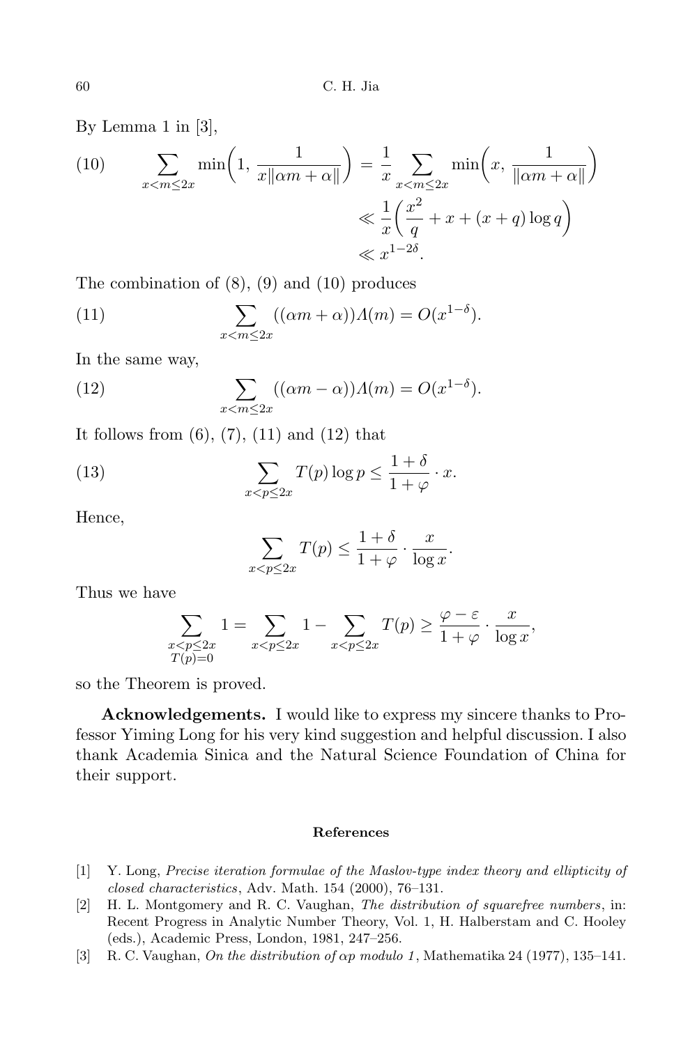By Lemma 1 in [3],

$$
\begin{aligned}
\sum_{x<m\le 2x} \min\Big(1, \frac{1}{x\|\alpha m+\alpha\|}\Big) &= \frac{1}{x}\sum_{x<m\le 2x} \min\Big(x, \frac{1}{\|\alpha m+\alpha\|}\Big) \\
&\ll \frac{1}{x}\Big(\frac{x^2}{q}+x+(x+q)\log q\Big) \\
&\ll x^{1-2\delta}.
\end{aligned} \tag{10}
$$

The combination of (8), (9) and (10) produces

$$
\sum_{x<m\le 2x} ((\alpha m+\alpha))\Lambda(m) = O(x^{1-\delta}). \tag{11}
$$

In the same way,

$$
\sum_{x<m\le 2x} ((\alpha m-\alpha))\Lambda(m) = O(x^{1-\delta}). \tag{12}
$$

It follows from (6), (7), (11) and (12) that

$$
\sum_{x<p\le 2x} T(p)\log p \le \frac{1+\delta}{1+\varphi}\cdot x. \tag{13}
$$

Hence,

$$
\sum_{x<p\le 2x} T(p) \le \frac{1+\delta}{1+\varphi}\cdot\frac{x}{\log x}.
$$

Thus we have

$$
\sum_{\substack{x<p\le 2x\\ T(p)=0}} 1 = \sum_{x<p\le 2x} 1 - \sum_{x<p\le 2x} T(p) \ge \frac{\varphi-\varepsilon}{1+\varphi}\cdot\frac{x}{\log x},
$$

so the Theorem is proved.

**Acknowledgements.** I would like to express my sincere thanks to Professor Yiming Long for his very kind suggestion and helpful discussion. I also thank Academia Sinica and the Natural Science Foundation of China for their support.

## References

[1] Y. Long, *Precise iteration formulae of the Maslov-type index theory and ellipticity of closed characteristics*, Adv. Math. 154 (2000), 76–131.

[2] H. L. Montgomery and R. C. Vaughan, *The distribution of squarefree numbers*, in: Recent Progress in Analytic Number Theory, Vol. 1, H. Halberstam and C. Hooley (eds.), Academic Press, London, 1981, 247–256.

[3] R. C. Vaughan, *On the distribution of $\alpha p$ modulo 1*, Mathematika 24 (1977), 135–141.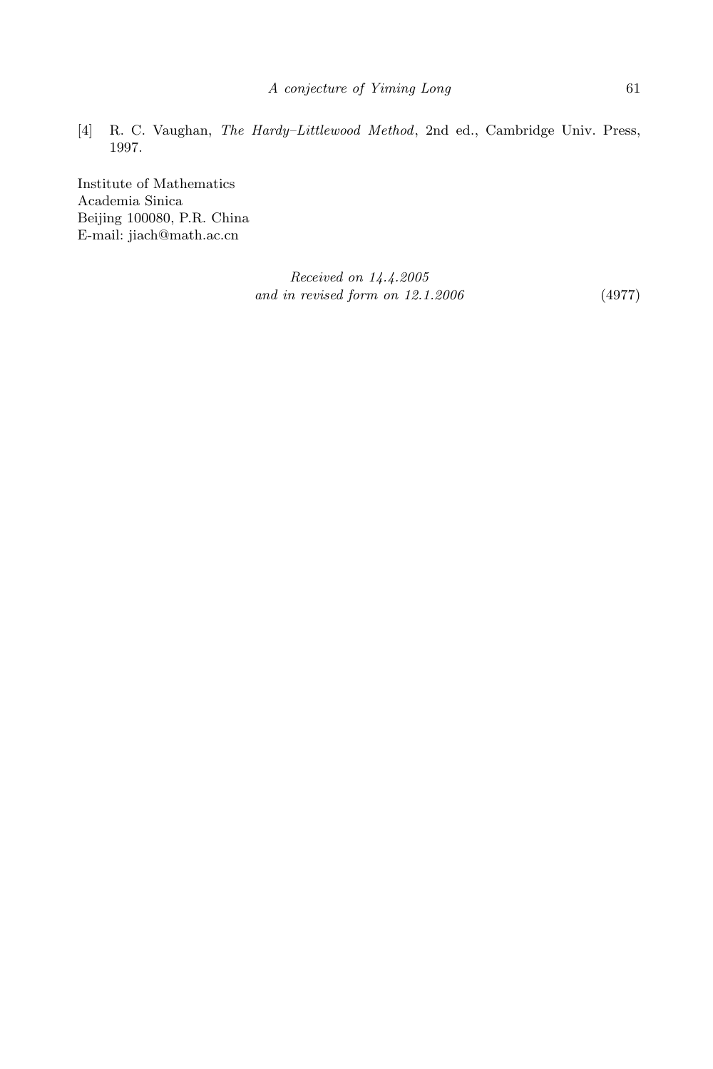[4] R. C. Vaughan, *The Hardy–Littlewood Method*, 2nd ed., Cambridge Univ. Press, 1997.

Institute of Mathematics
Academia Sinica
Beijing 100080, P.R. China
E-mail: jiach@math.ac.cn

*Received on 14.4.2005*
*and in revised form on 12.1.2006* (4977)